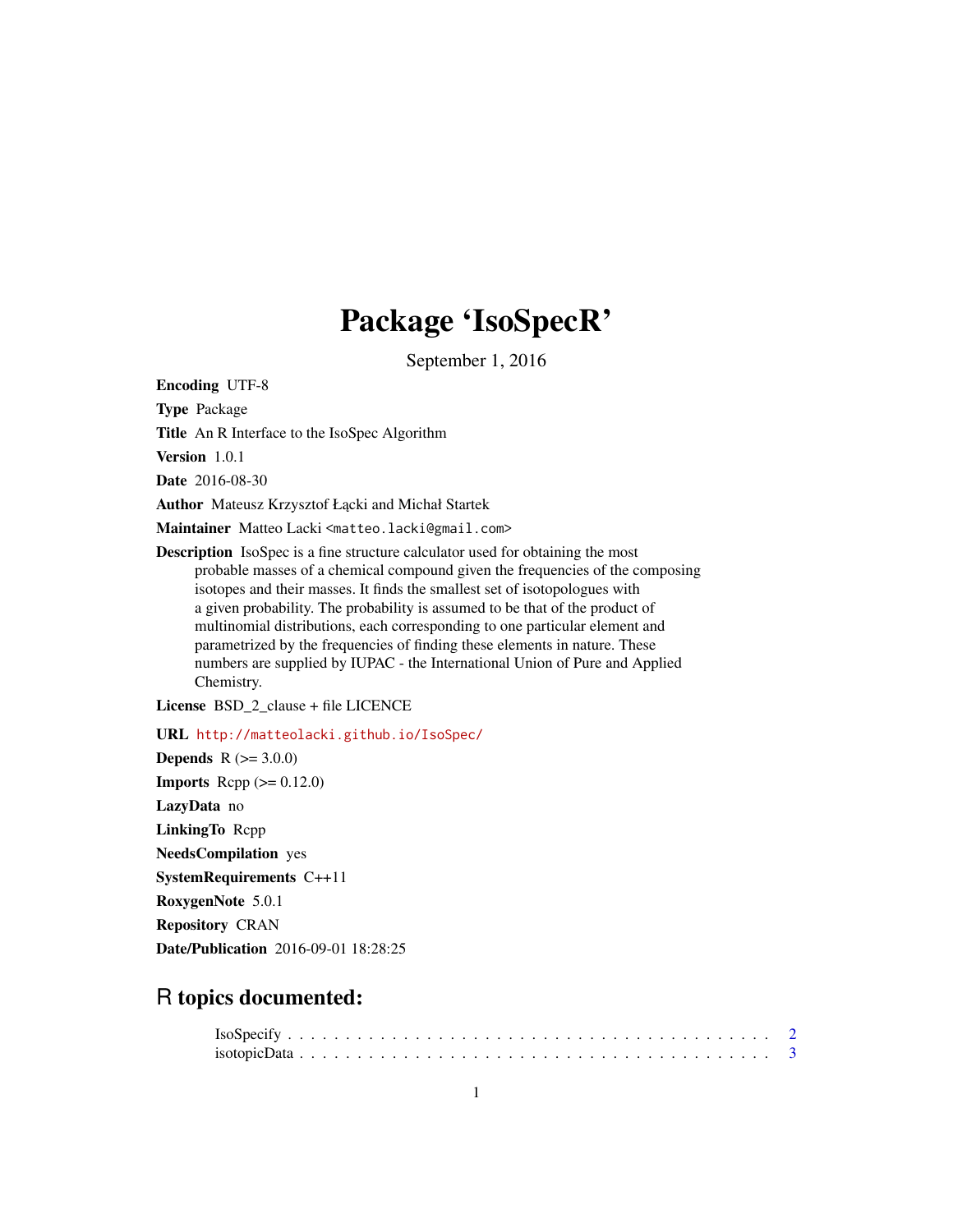# Package 'IsoSpecR'

September 1, 2016

**Encoding** UTF-8

**Type** Package

**Title** An R Interface to the IsoSpec Algorithm

**Version** 1.0.1

**Date** 2016-08-30

**Author** Mateusz Krzysztof Łącki and Michał Startek

**Maintainer** Matteo Lacki <matteo.lacki@gmail.com>

**Description** IsoSpec is a fine structure calculator used for obtaining the most probable masses of a chemical compound given the frequencies of the composing isotopes and their masses. It finds the smallest set of isotopologues with a given probability. The probability is assumed to be that of the product of multinomial distributions, each corresponding to one particular element and parametrized by the frequencies of finding these elements in nature. These numbers are supplied by IUPAC - the International Union of Pure and Applied Chemistry.

**License** BSD_2_clause + file LICENCE

**URL** http://matteolacki.github.io/IsoSpec/

**Depends** R (>= 3.0.0)

**Imports** Rcpp (>= 0.12.0)

**LazyData** no

**LinkingTo** Rcpp

**NeedsCompilation** yes

**SystemRequirements** C++11

**RoxygenNote** 5.0.1

**Repository** CRAN

**Date/Publication** 2016-09-01 18:28:25

## R topics documented:

IsoSpecify . . . . . . . . . . . . . . . . . . . . . . . . . . . . . . . . . . . . . . . . 2
isotopicData . . . . . . . . . . . . . . . . . . . . . . . . . . . . . . . . . . . . . . . 3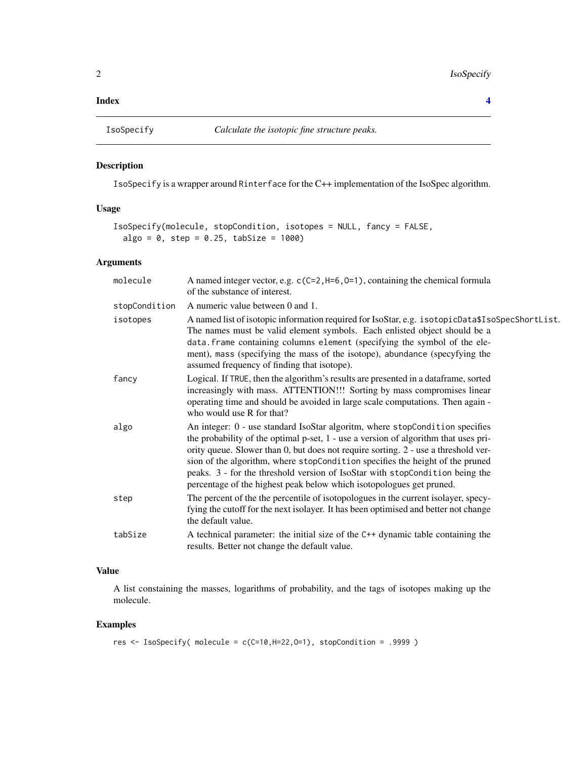**Index** **4**

---

IsoSpecify *Calculate the isotopic fine structure peaks.*

---

## Description

IsoSpecify is a wrapper around Rinterface for the C++ implementation of the IsoSpec algorithm.

## Usage

```
IsoSpecify(molecule, stopCondition, isotopes = NULL, fancy = FALSE,
  algo = 0, step = 0.25, tabSize = 1000)
```

## Arguments

| | |
|---|---|
| molecule | A named integer vector, e.g. c(C=2,H=6,O=1), containing the chemical formula of the substance of interest. |
| stopCondition | A numeric value between 0 and 1. |
| isotopes | A named list of isotopic information required for IsoStar, e.g. isotopicData$IsoSpecShortList. The names must be valid element symbols. Each enlisted object should be a data.frame containing columns element (specifying the symbol of the element), mass (specifying the mass of the isotope), abundance (specyfying the assumed frequency of finding that isotope). |
| fancy | Logical. If TRUE, then the algorithm's results are presented in a dataframe, sorted increasingly with mass. ATTENTION!!! Sorting by mass compromises linear operating time and should be avoided in large scale computations. Then again - who would use R for that? |
| algo | An integer: 0 - use standard IsoStar algoritm, where stopCondition specifies the probability of the optimal p-set, 1 - use a version of algorithm that uses priority queue. Slower than 0, but does not require sorting. 2 - use a threshold version of the algorithm, where stopCondition specifies the height of the pruned peaks. 3 - for the threshold version of IsoStar with stopCondition being the percentage of the highest peak below which isotopologues get pruned. |
| step | The percent of the the percentile of isotopologues in the current isolayer, specyfying the cutoff for the next isolayer. It has been optimised and better not change the default value. |
| tabSize | A technical parameter: the initial size of the C++ dynamic table containing the results. Better not change the default value. |

## Value

A list constaining the masses, logarithms of probability, and the tags of isotopes making up the molecule.

## Examples

```
res <- IsoSpecify( molecule = c(C=10,H=22,O=1), stopCondition = .9999 )
```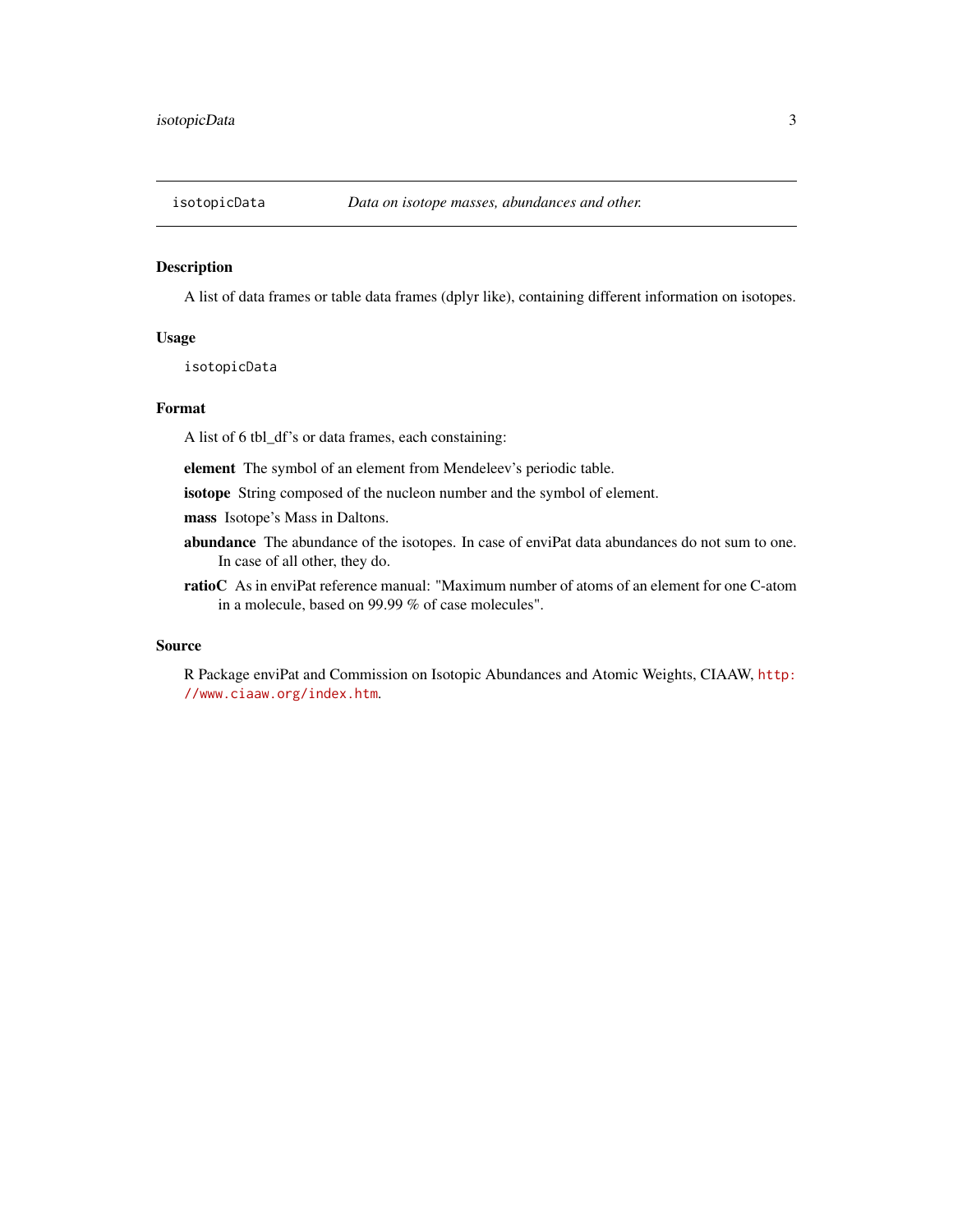`isotopicData` *Data on isotope masses, abundances and other.*

## Description

A list of data frames or table data frames (dplyr like), containing different information on isotopes.

## Usage

```
isotopicData
```

## Format

A list of 6 tbl_df's or data frames, each constaining:

**element** The symbol of an element from Mendeleev's periodic table.

**isotope** String composed of the nucleon number and the symbol of element.

**mass** Isotope's Mass in Daltons.

**abundance** The abundance of the isotopes. In case of enviPat data abundances do not sum to one. In case of all other, they do.

**ratioC** As in enviPat reference manual: "Maximum number of atoms of an element for one C-atom in a molecule, based on 99.99 % of case molecules".

## Source

R Package enviPat and Commission on Isotopic Abundances and Atomic Weights, CIAAW, http://www.ciaaw.org/index.htm.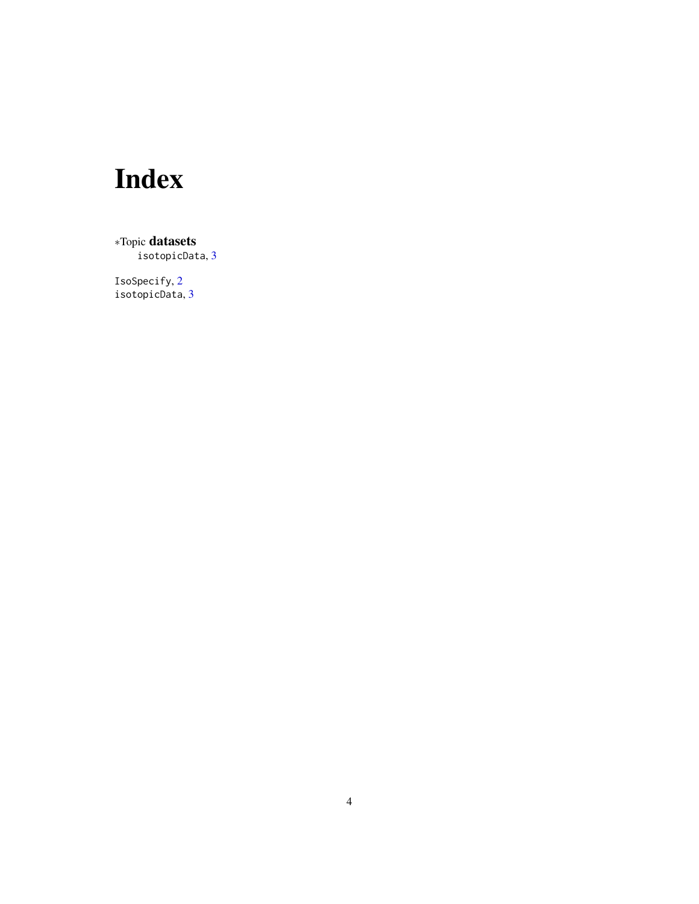# Index

∗Topic **datasets**
    isotopicData, 3

IsoSpecify, 2
isotopicData, 3